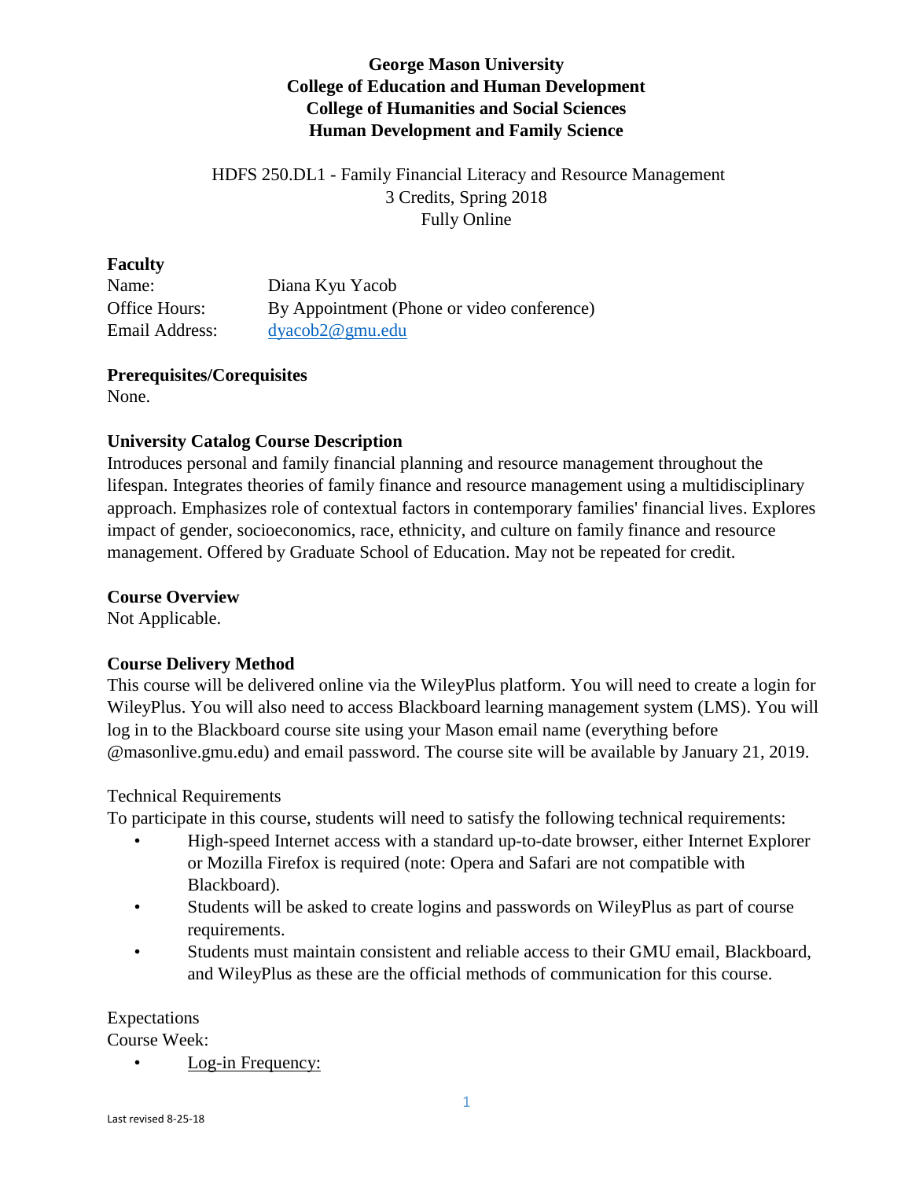**George Mason University**
**College of Education and Human Development**
**College of Humanities and Social Sciences**
**Human Development and Family Science**

HDFS 250.DL1 - Family Financial Literacy and Resource Management
3 Credits, Spring 2018
Fully Online

**Faculty**

| | |
|---|---|
| Name: | Diana Kyu Yacob |
| Office Hours: | By Appointment (Phone or video conference) |
| Email Address: | dyacob2@gmu.edu |

**Prerequisites/Corequisites**
None.

**University Catalog Course Description**
Introduces personal and family financial planning and resource management throughout the lifespan. Integrates theories of family finance and resource management using a multidisciplinary approach. Emphasizes role of contextual factors in contemporary families' financial lives. Explores impact of gender, socioeconomics, race, ethnicity, and culture on family finance and resource management. Offered by Graduate School of Education. May not be repeated for credit.

**Course Overview**
Not Applicable.

**Course Delivery Method**
This course will be delivered online via the WileyPlus platform. You will need to create a login for WileyPlus. You will also need to access Blackboard learning management system (LMS). You will log in to the Blackboard course site using your Mason email name (everything before @masonlive.gmu.edu) and email password. The course site will be available by January 21, 2019.

Technical Requirements
To participate in this course, students will need to satisfy the following technical requirements:

- High-speed Internet access with a standard up-to-date browser, either Internet Explorer or Mozilla Firefox is required (note: Opera and Safari are not compatible with Blackboard).
- Students will be asked to create logins and passwords on WileyPlus as part of course requirements.
- Students must maintain consistent and reliable access to their GMU email, Blackboard, and WileyPlus as these are the official methods of communication for this course.

Expectations
Course Week:

- Log-in Frequency: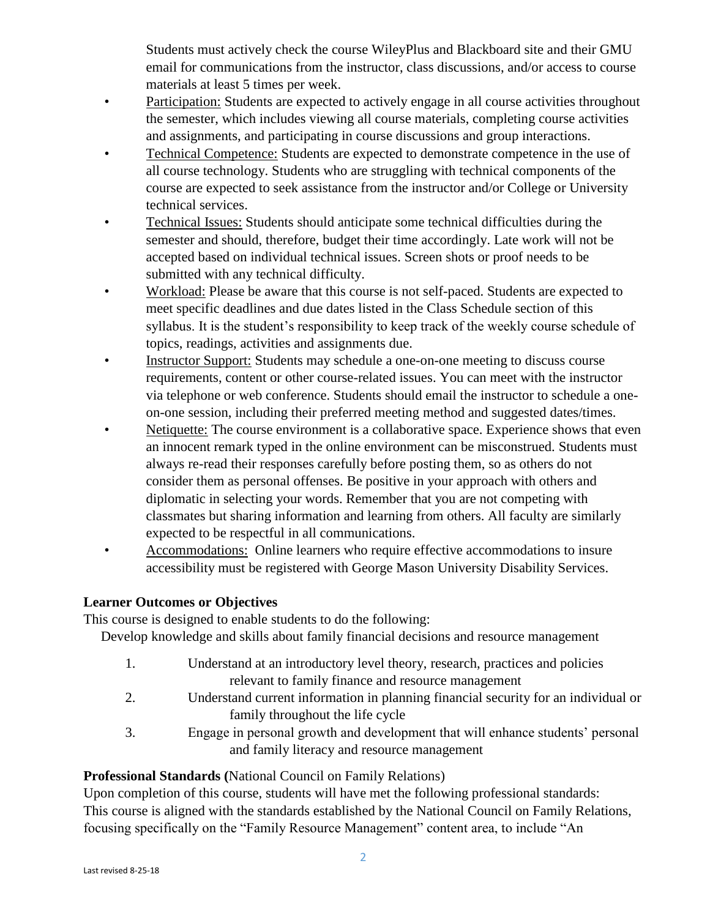Students must actively check the course WileyPlus and Blackboard site and their GMU email for communications from the instructor, class discussions, and/or access to course materials at least 5 times per week.

- Participation: Students are expected to actively engage in all course activities throughout the semester, which includes viewing all course materials, completing course activities and assignments, and participating in course discussions and group interactions.
- Technical Competence: Students are expected to demonstrate competence in the use of all course technology. Students who are struggling with technical components of the course are expected to seek assistance from the instructor and/or College or University technical services.
- Technical Issues: Students should anticipate some technical difficulties during the semester and should, therefore, budget their time accordingly. Late work will not be accepted based on individual technical issues. Screen shots or proof needs to be submitted with any technical difficulty.
- Workload: Please be aware that this course is not self-paced. Students are expected to meet specific deadlines and due dates listed in the Class Schedule section of this syllabus. It is the student's responsibility to keep track of the weekly course schedule of topics, readings, activities and assignments due.
- Instructor Support: Students may schedule a one-on-one meeting to discuss course requirements, content or other course-related issues. You can meet with the instructor via telephone or web conference. Students should email the instructor to schedule a one-on-one session, including their preferred meeting method and suggested dates/times.
- Netiquette: The course environment is a collaborative space. Experience shows that even an innocent remark typed in the online environment can be misconstrued. Students must always re-read their responses carefully before posting them, so as others do not consider them as personal offenses. Be positive in your approach with others and diplomatic in selecting your words. Remember that you are not competing with classmates but sharing information and learning from others. All faculty are similarly expected to be respectful in all communications.
- Accommodations: Online learners who require effective accommodations to insure accessibility must be registered with George Mason University Disability Services.

**Learner Outcomes or Objectives**

This course is designed to enable students to do the following:

Develop knowledge and skills about family financial decisions and resource management

1. Understand at an introductory level theory, research, practices and policies relevant to family finance and resource management
2. Understand current information in planning financial security for an individual or family throughout the life cycle
3. Engage in personal growth and development that will enhance students' personal and family literacy and resource management

**Professional Standards (**National Council on Family Relations)

Upon completion of this course, students will have met the following professional standards: This course is aligned with the standards established by the National Council on Family Relations, focusing specifically on the "Family Resource Management" content area, to include "An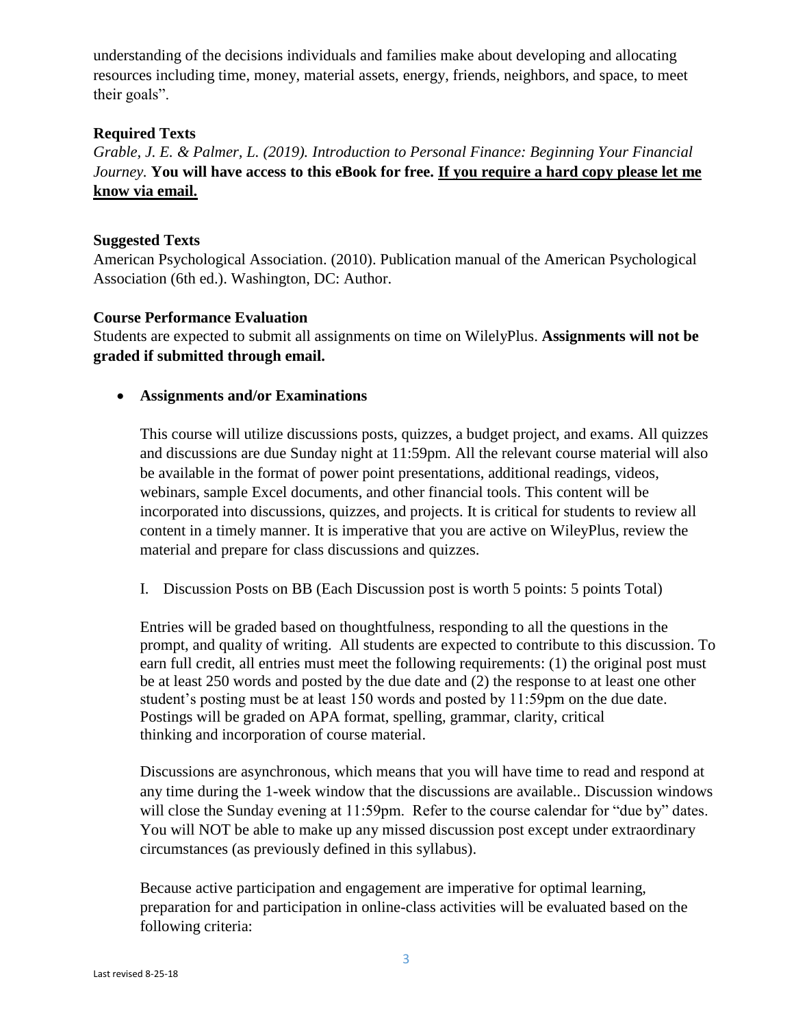understanding of the decisions individuals and families make about developing and allocating resources including time, money, material assets, energy, friends, neighbors, and space, to meet their goals".

**Required Texts**

*Grable, J. E. & Palmer, L. (2019). Introduction to Personal Finance: Beginning Your Financial Journey.* **You will have access to this eBook for free. <u>If you require a hard copy please let me know via email.</u>**

**Suggested Texts**

American Psychological Association. (2010). Publication manual of the American Psychological Association (6th ed.). Washington, DC: Author.

**Course Performance Evaluation**

Students are expected to submit all assignments on time on WilelyPlus. **Assignments will not be graded if submitted through email.**

- **Assignments and/or Examinations**

  This course will utilize discussions posts, quizzes, a budget project, and exams. All quizzes and discussions are due Sunday night at 11:59pm. All the relevant course material will also be available in the format of power point presentations, additional readings, videos, webinars, sample Excel documents, and other financial tools. This content will be incorporated into discussions, quizzes, and projects. It is critical for students to review all content in a timely manner. It is imperative that you are active on WileyPlus, review the material and prepare for class discussions and quizzes.

  I. Discussion Posts on BB (Each Discussion post is worth 5 points: 5 points Total)

  Entries will be graded based on thoughtfulness, responding to all the questions in the prompt, and quality of writing. All students are expected to contribute to this discussion. To earn full credit, all entries must meet the following requirements: (1) the original post must be at least 250 words and posted by the due date and (2) the response to at least one other student's posting must be at least 150 words and posted by 11:59pm on the due date. Postings will be graded on APA format, spelling, grammar, clarity, critical thinking and incorporation of course material.

  Discussions are asynchronous, which means that you will have time to read and respond at any time during the 1-week window that the discussions are available.. Discussion windows will close the Sunday evening at 11:59pm. Refer to the course calendar for "due by" dates. You will NOT be able to make up any missed discussion post except under extraordinary circumstances (as previously defined in this syllabus).

  Because active participation and engagement are imperative for optimal learning, preparation for and participation in online-class activities will be evaluated based on the following criteria: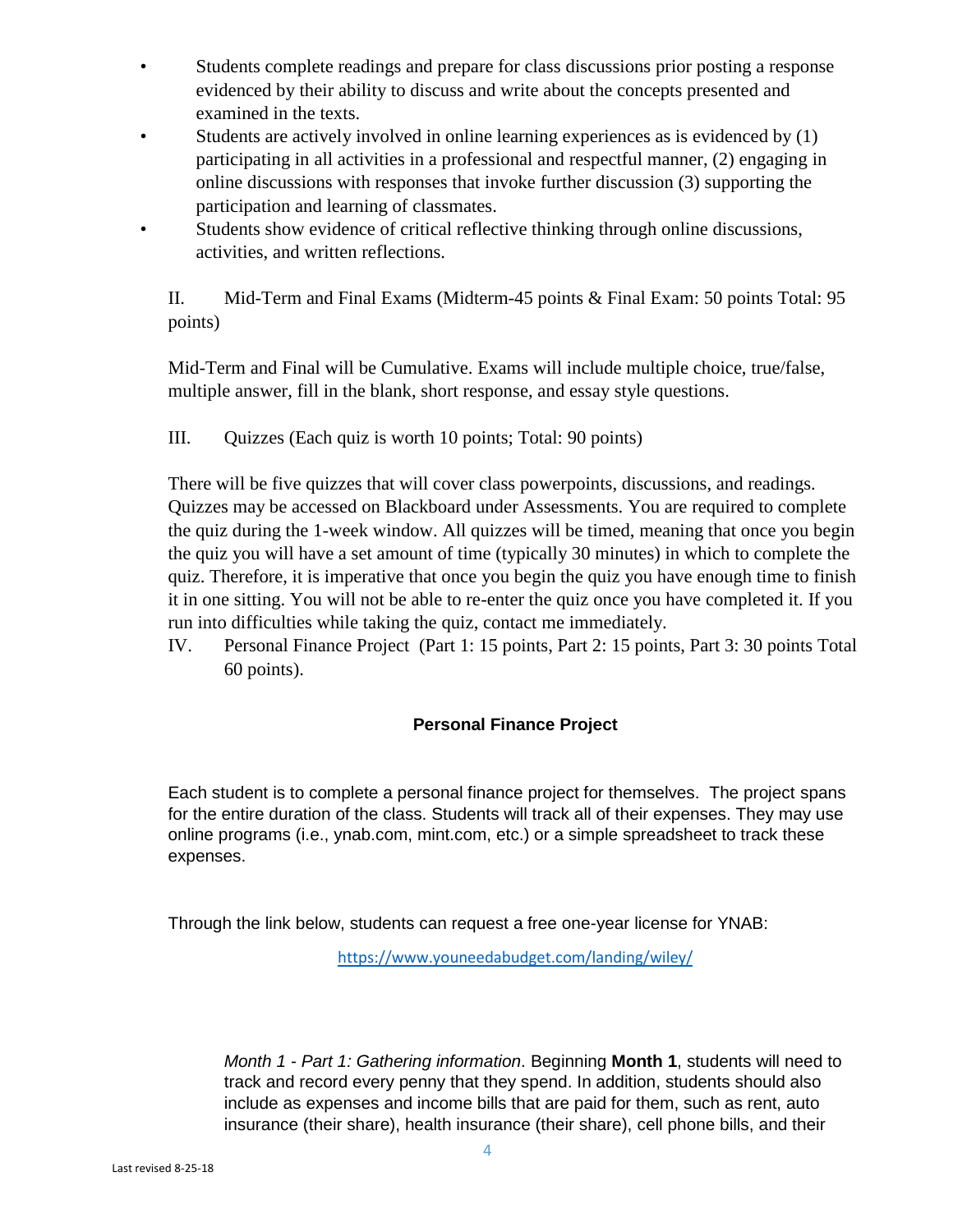- Students complete readings and prepare for class discussions prior posting a response evidenced by their ability to discuss and write about the concepts presented and examined in the texts.
- Students are actively involved in online learning experiences as is evidenced by (1) participating in all activities in a professional and respectful manner, (2) engaging in online discussions with responses that invoke further discussion (3) supporting the participation and learning of classmates.
- Students show evidence of critical reflective thinking through online discussions, activities, and written reflections.

II. Mid-Term and Final Exams (Midterm-45 points & Final Exam: 50 points Total: 95 points)

Mid-Term and Final will be Cumulative. Exams will include multiple choice, true/false, multiple answer, fill in the blank, short response, and essay style questions.

III. Quizzes (Each quiz is worth 10 points; Total: 90 points)

There will be five quizzes that will cover class powerpoints, discussions, and readings. Quizzes may be accessed on Blackboard under Assessments. You are required to complete the quiz during the 1-week window. All quizzes will be timed, meaning that once you begin the quiz you will have a set amount of time (typically 30 minutes) in which to complete the quiz. Therefore, it is imperative that once you begin the quiz you have enough time to finish it in one sitting. You will not be able to re-enter the quiz once you have completed it. If you run into difficulties while taking the quiz, contact me immediately.

IV. Personal Finance Project (Part 1: 15 points, Part 2: 15 points, Part 3: 30 points Total 60 points).

## Personal Finance Project

Each student is to complete a personal finance project for themselves. The project spans for the entire duration of the class. Students will track all of their expenses. They may use online programs (i.e., ynab.com, mint.com, etc.) or a simple spreadsheet to track these expenses.

Through the link below, students can request a free one-year license for YNAB:

https://www.youneedabudget.com/landing/wiley/

*Month 1 - Part 1: Gathering information*. Beginning **Month 1**, students will need to track and record every penny that they spend. In addition, students should also include as expenses and income bills that are paid for them, such as rent, auto insurance (their share), health insurance (their share), cell phone bills, and their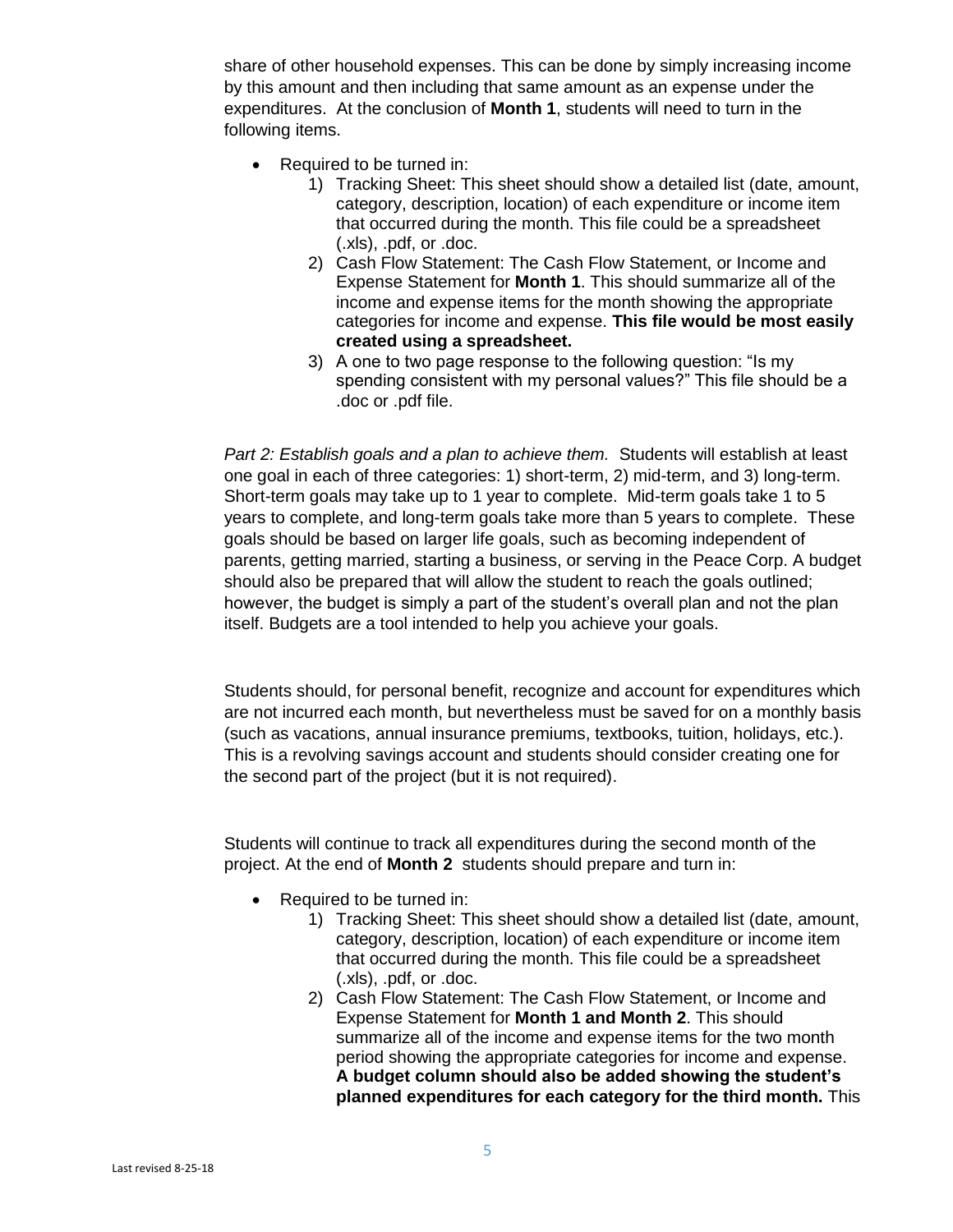share of other household expenses. This can be done by simply increasing income by this amount and then including that same amount as an expense under the expenditures. At the conclusion of **Month 1**, students will need to turn in the following items.

- Required to be turned in:
  1) Tracking Sheet: This sheet should show a detailed list (date, amount, category, description, location) of each expenditure or income item that occurred during the month. This file could be a spreadsheet (.xls), .pdf, or .doc.
  2) Cash Flow Statement: The Cash Flow Statement, or Income and Expense Statement for **Month 1**. This should summarize all of the income and expense items for the month showing the appropriate categories for income and expense. **This file would be most easily created using a spreadsheet.**
  3) A one to two page response to the following question: "Is my spending consistent with my personal values?" This file should be a .doc or .pdf file.

*Part 2: Establish goals and a plan to achieve them.* Students will establish at least one goal in each of three categories: 1) short-term, 2) mid-term, and 3) long-term. Short-term goals may take up to 1 year to complete. Mid-term goals take 1 to 5 years to complete, and long-term goals take more than 5 years to complete. These goals should be based on larger life goals, such as becoming independent of parents, getting married, starting a business, or serving in the Peace Corp. A budget should also be prepared that will allow the student to reach the goals outlined; however, the budget is simply a part of the student's overall plan and not the plan itself. Budgets are a tool intended to help you achieve your goals.

Students should, for personal benefit, recognize and account for expenditures which are not incurred each month, but nevertheless must be saved for on a monthly basis (such as vacations, annual insurance premiums, textbooks, tuition, holidays, etc.). This is a revolving savings account and students should consider creating one for the second part of the project (but it is not required).

Students will continue to track all expenditures during the second month of the project. At the end of **Month 2** students should prepare and turn in:

- Required to be turned in:
  1) Tracking Sheet: This sheet should show a detailed list (date, amount, category, description, location) of each expenditure or income item that occurred during the month. This file could be a spreadsheet (.xls), .pdf, or .doc.
  2) Cash Flow Statement: The Cash Flow Statement, or Income and Expense Statement for **Month 1 and Month 2**. This should summarize all of the income and expense items for the two month period showing the appropriate categories for income and expense. **A budget column should also be added showing the student's planned expenditures for each category for the third month.** This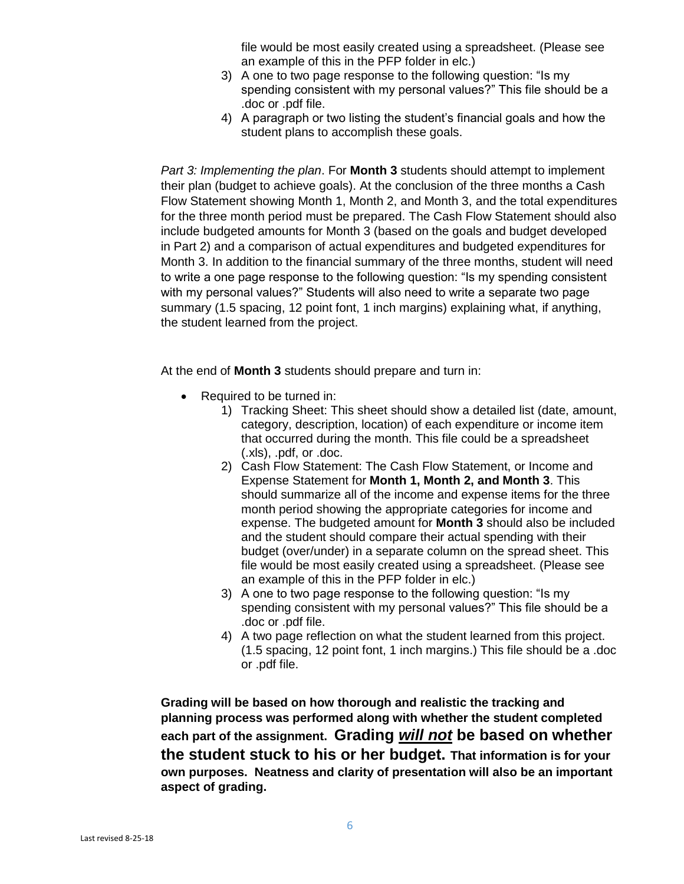file would be most easily created using a spreadsheet. (Please see an example of this in the PFP folder in elc.)

3) A one to two page response to the following question: "Is my spending consistent with my personal values?" This file should be a .doc or .pdf file.
4) A paragraph or two listing the student's financial goals and how the student plans to accomplish these goals.

*Part 3: Implementing the plan*. For **Month 3** students should attempt to implement their plan (budget to achieve goals). At the conclusion of the three months a Cash Flow Statement showing Month 1, Month 2, and Month 3, and the total expenditures for the three month period must be prepared. The Cash Flow Statement should also include budgeted amounts for Month 3 (based on the goals and budget developed in Part 2) and a comparison of actual expenditures and budgeted expenditures for Month 3. In addition to the financial summary of the three months, student will need to write a one page response to the following question: "Is my spending consistent with my personal values?" Students will also need to write a separate two page summary (1.5 spacing, 12 point font, 1 inch margins) explaining what, if anything, the student learned from the project.

At the end of **Month 3** students should prepare and turn in:

- Required to be turned in:
  1) Tracking Sheet: This sheet should show a detailed list (date, amount, category, description, location) of each expenditure or income item that occurred during the month. This file could be a spreadsheet (.xls), .pdf, or .doc.
  2) Cash Flow Statement: The Cash Flow Statement, or Income and Expense Statement for **Month 1, Month 2, and Month 3**. This should summarize all of the income and expense items for the three month period showing the appropriate categories for income and expense. The budgeted amount for **Month 3** should also be included and the student should compare their actual spending with their budget (over/under) in a separate column on the spread sheet. This file would be most easily created using a spreadsheet. (Please see an example of this in the PFP folder in elc.)
  3) A one to two page response to the following question: "Is my spending consistent with my personal values?" This file should be a .doc or .pdf file.
  4) A two page reflection on what the student learned from this project. (1.5 spacing, 12 point font, 1 inch margins.) This file should be a .doc or .pdf file.

**Grading will be based on how thorough and realistic the tracking and planning process was performed along with whether the student completed each part of the assignment. Grading *will not* be based on whether the student stuck to his or her budget. That information is for your own purposes. Neatness and clarity of presentation will also be an important aspect of grading.**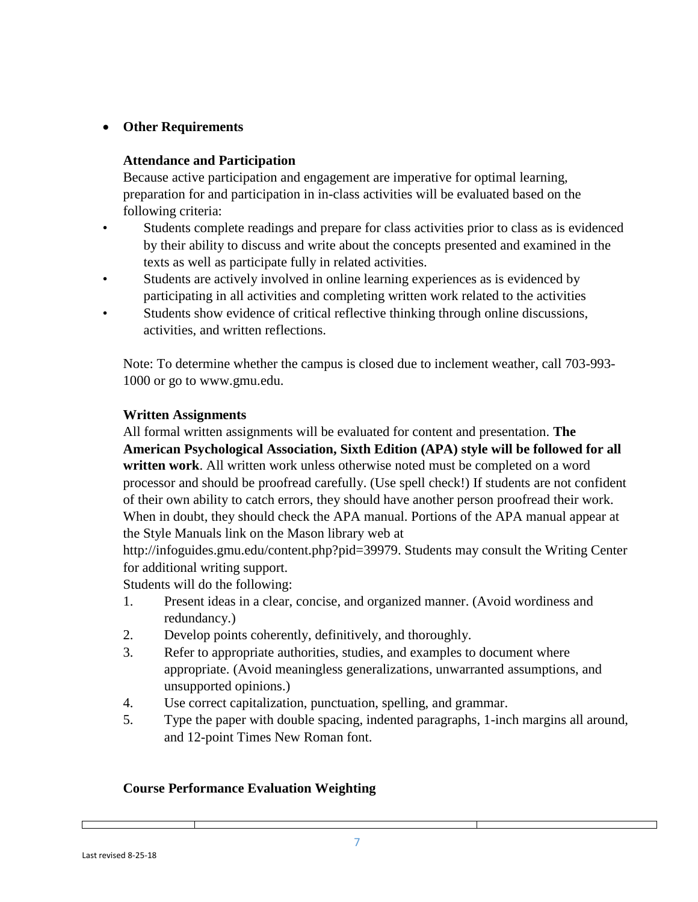- **Other Requirements**

**Attendance and Participation**

Because active participation and engagement are imperative for optimal learning, preparation for and participation in in-class activities will be evaluated based on the following criteria:

- Students complete readings and prepare for class activities prior to class as is evidenced by their ability to discuss and write about the concepts presented and examined in the texts as well as participate fully in related activities.
- Students are actively involved in online learning experiences as is evidenced by participating in all activities and completing written work related to the activities
- Students show evidence of critical reflective thinking through online discussions, activities, and written reflections.

Note: To determine whether the campus is closed due to inclement weather, call 703-993-1000 or go to www.gmu.edu.

**Written Assignments**

All formal written assignments will be evaluated for content and presentation. **The American Psychological Association, Sixth Edition (APA) style will be followed for all written work**. All written work unless otherwise noted must be completed on a word processor and should be proofread carefully. (Use spell check!) If students are not confident of their own ability to catch errors, they should have another person proofread their work. When in doubt, they should check the APA manual. Portions of the APA manual appear at the Style Manuals link on the Mason library web at http://infoguides.gmu.edu/content.php?pid=39979. Students may consult the Writing Center for additional writing support.

Students will do the following:

1. Present ideas in a clear, concise, and organized manner. (Avoid wordiness and redundancy.)
2. Develop points coherently, definitively, and thoroughly.
3. Refer to appropriate authorities, studies, and examples to document where appropriate. (Avoid meaningless generalizations, unwarranted assumptions, and unsupported opinions.)
4. Use correct capitalization, punctuation, spelling, and grammar.
5. Type the paper with double spacing, indented paragraphs, 1-inch margins all around, and 12-point Times New Roman font.

**Course Performance Evaluation Weighting**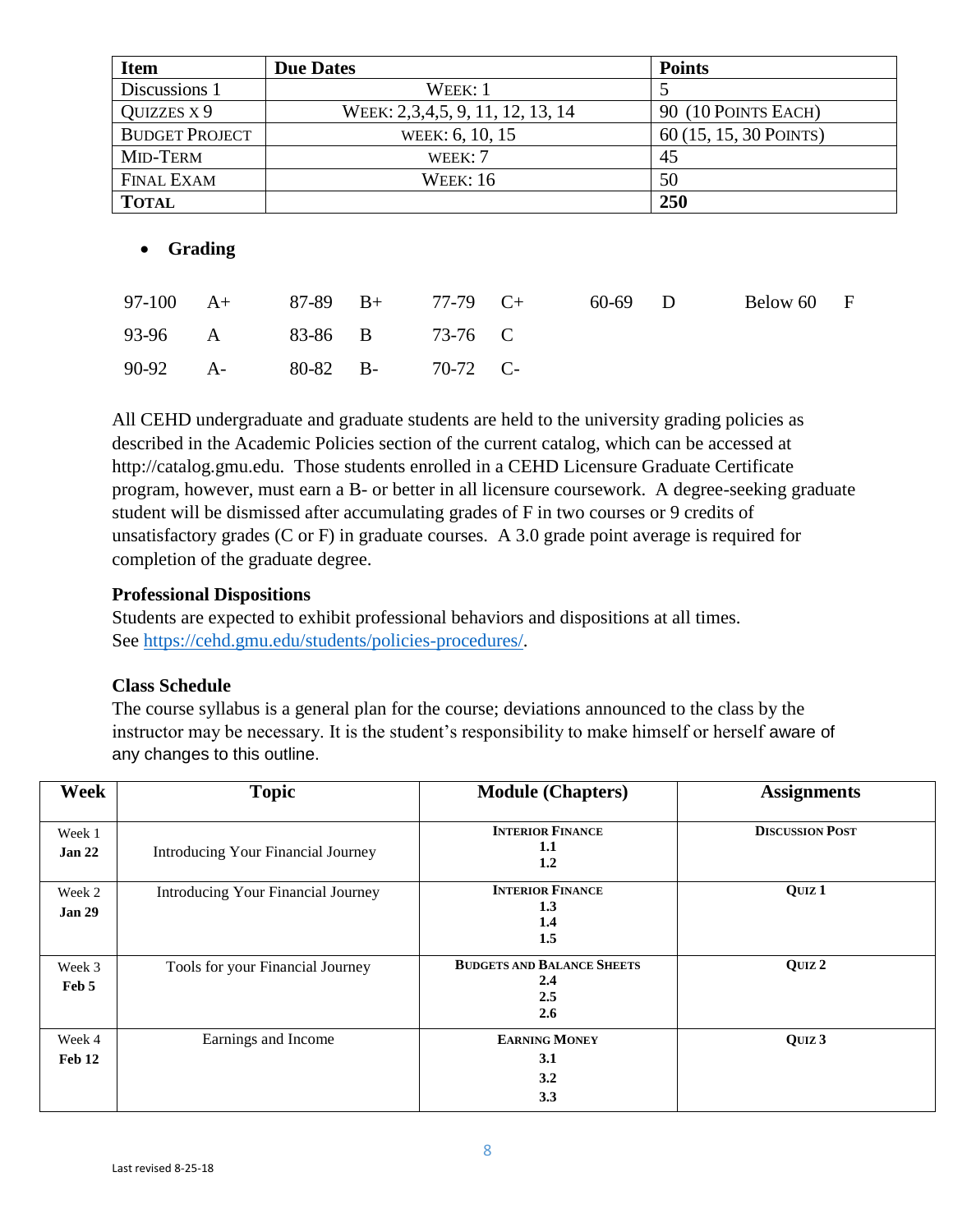| Item | Due Dates | Points |
|---|---|---|
| Discussions 1 | Week: 1 | 5 |
| Quizzes x 9 | Week: 2,3,4,5, 9, 11, 12, 13, 14 | 90 (10 Points Each) |
| Budget Project | week: 6, 10, 15 | 60 (15, 15, 30 Points) |
| Mid-Term | week: 7 | 45 |
| Final Exam | Week: 16 | 50 |
| **Total** | | **250** |

- **Grading**

| | | | | | | | | | |
|---|---|---|---|---|---|---|---|---|---|
| 97-100 | A+ | 87-89 | B+ | 77-79 | C+ | 60-69 | D | Below 60 | F |
| 93-96 | A | 83-86 | B | 73-76 | C | | | | |
| 90-92 | A- | 80-82 | B- | 70-72 | C- | | | | |

All CEHD undergraduate and graduate students are held to the university grading policies as described in the Academic Policies section of the current catalog, which can be accessed at http://catalog.gmu.edu. Those students enrolled in a CEHD Licensure Graduate Certificate program, however, must earn a B- or better in all licensure coursework. A degree-seeking graduate student will be dismissed after accumulating grades of F in two courses or 9 credits of unsatisfactory grades (C or F) in graduate courses. A 3.0 grade point average is required for completion of the graduate degree.

### Professional Dispositions

Students are expected to exhibit professional behaviors and dispositions at all times.
See https://cehd.gmu.edu/students/policies-procedures/.

### Class Schedule

The course syllabus is a general plan for the course; deviations announced to the class by the instructor may be necessary. It is the student's responsibility to make himself or herself aware of any changes to this outline.

| Week | Topic | Module (Chapters) | Assignments |
|---|---|---|---|
| Week 1 **Jan 22** | Introducing Your Financial Journey | **Interior Finance** **1.1** **1.2** | **Discussion Post** |
| Week 2 **Jan 29** | Introducing Your Financial Journey | **Interior Finance** **1.3** **1.4** **1.5** | **Quiz 1** |
| Week 3 **Feb 5** | Tools for your Financial Journey | **Budgets and Balance Sheets** **2.4** **2.5** **2.6** | **Quiz 2** |
| Week 4 **Feb 12** | Earnings and Income | **Earning Money** **3.1** **3.2** **3.3** | **Quiz 3** |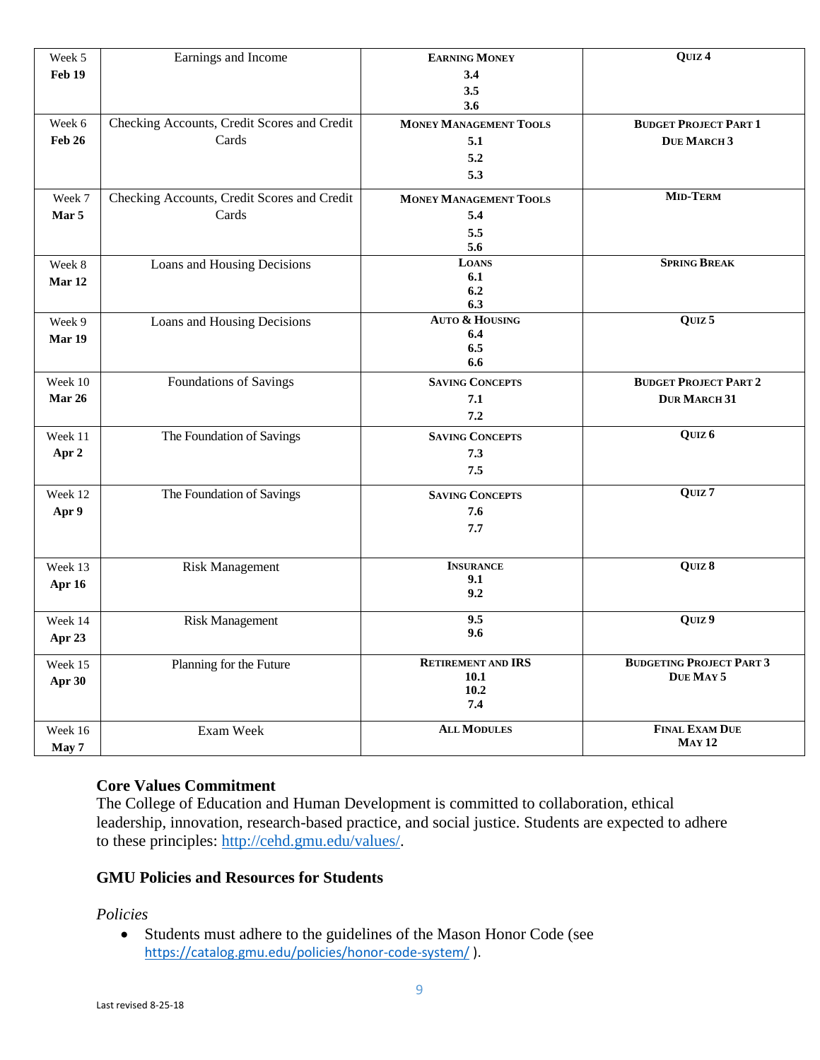| Week 5 **Feb 19** | Earnings and Income | **Earning Money** **3.4** **3.5** **3.6** | **Quiz 4** |
|---|---|---|---|
| Week 6 **Feb 26** | Checking Accounts, Credit Scores and Credit Cards | **Money Management Tools** **5.1** **5.2** **5.3** | **Budget Project Part 1** **Due March 3** |
| Week 7 **Mar 5** | Checking Accounts, Credit Scores and Credit Cards | **Money Management Tools** **5.4** **5.5** **5.6** | **Mid-Term** |
| Week 8 **Mar 12** | Loans and Housing Decisions | **Loans** **6.1** **6.2** **6.3** | **Spring Break** |
| Week 9 **Mar 19** | Loans and Housing Decisions | **Auto & Housing** **6.4** **6.5** **6.6** | **Quiz 5** |
| Week 10 **Mar 26** | Foundations of Savings | **Saving Concepts** **7.1** **7.2** | **Budget Project Part 2** **Dur March 31** |
| Week 11 **Apr 2** | The Foundation of Savings | **Saving Concepts** **7.3** **7.5** | **Quiz 6** |
| Week 12 **Apr 9** | The Foundation of Savings | **Saving Concepts** **7.6** **7.7** | **Quiz 7** |
| Week 13 **Apr 16** | Risk Management | **Insurance** **9.1** **9.2** | **Quiz 8** |
| Week 14 **Apr 23** | Risk Management | **9.5** **9.6** | **Quiz 9** |
| Week 15 **Apr 30** | Planning for the Future | **Retirement and IRS** **10.1** **10.2** **7.4** | **Budgeting Project Part 3** **Due May 5** |
| Week 16 **May 7** | Exam Week | **All Modules** | **Final Exam Due** **May 12** |

**Core Values Commitment**
The College of Education and Human Development is committed to collaboration, ethical leadership, innovation, research-based practice, and social justice. Students are expected to adhere to these principles: http://cehd.gmu.edu/values/.

**GMU Policies and Resources for Students**

*Policies*

- Students must adhere to the guidelines of the Mason Honor Code (see https://catalog.gmu.edu/policies/honor-code-system/ ).

Last revised 8-25-18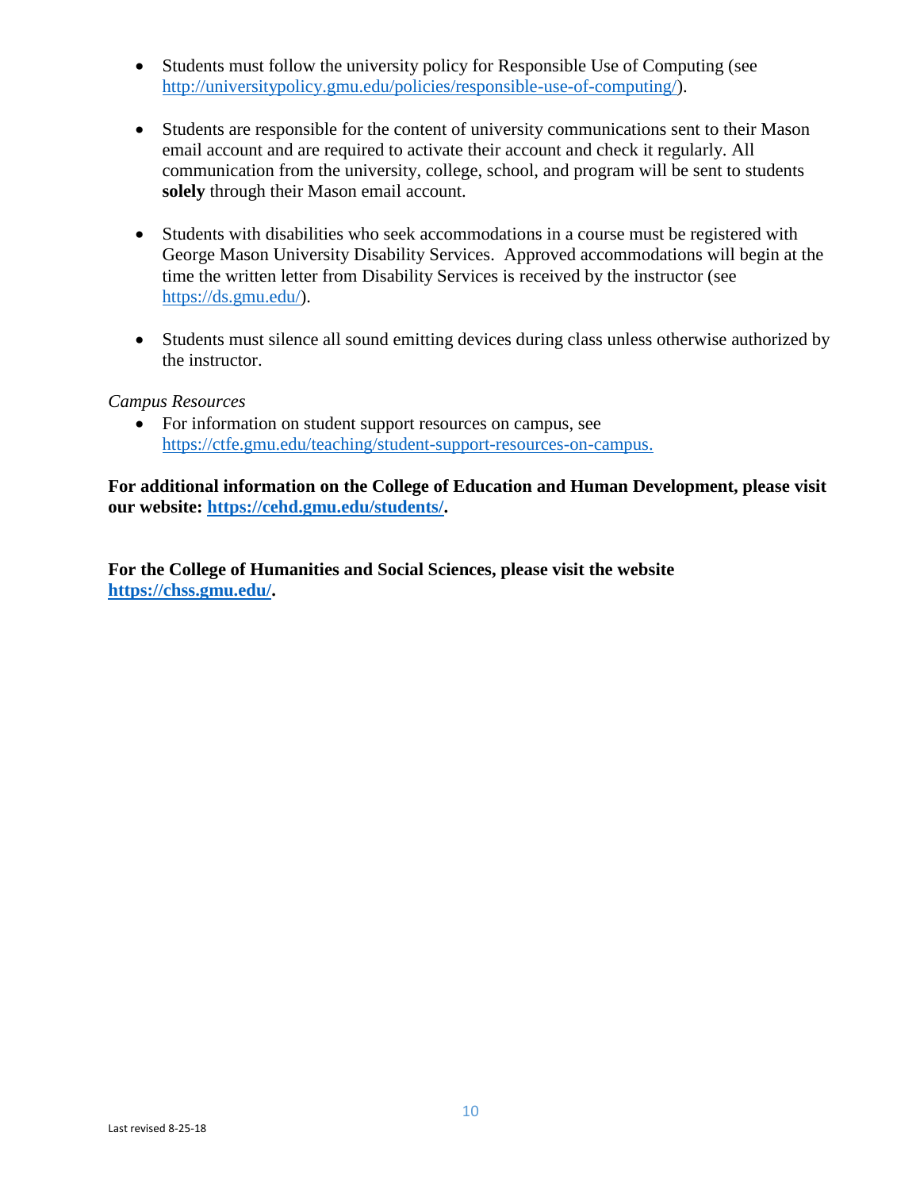- Students must follow the university policy for Responsible Use of Computing (see http://universitypolicy.gmu.edu/policies/responsible-use-of-computing/).

- Students are responsible for the content of university communications sent to their Mason email account and are required to activate their account and check it regularly. All communication from the university, college, school, and program will be sent to students **solely** through their Mason email account.

- Students with disabilities who seek accommodations in a course must be registered with George Mason University Disability Services. Approved accommodations will begin at the time the written letter from Disability Services is received by the instructor (see https://ds.gmu.edu/).

- Students must silence all sound emitting devices during class unless otherwise authorized by the instructor.

*Campus Resources*

- For information on student support resources on campus, see https://ctfe.gmu.edu/teaching/student-support-resources-on-campus.

**For additional information on the College of Education and Human Development, please visit our website: https://cehd.gmu.edu/students/.**

**For the College of Humanities and Social Sciences, please visit the website https://chss.gmu.edu/.**

Last revised 8-25-18